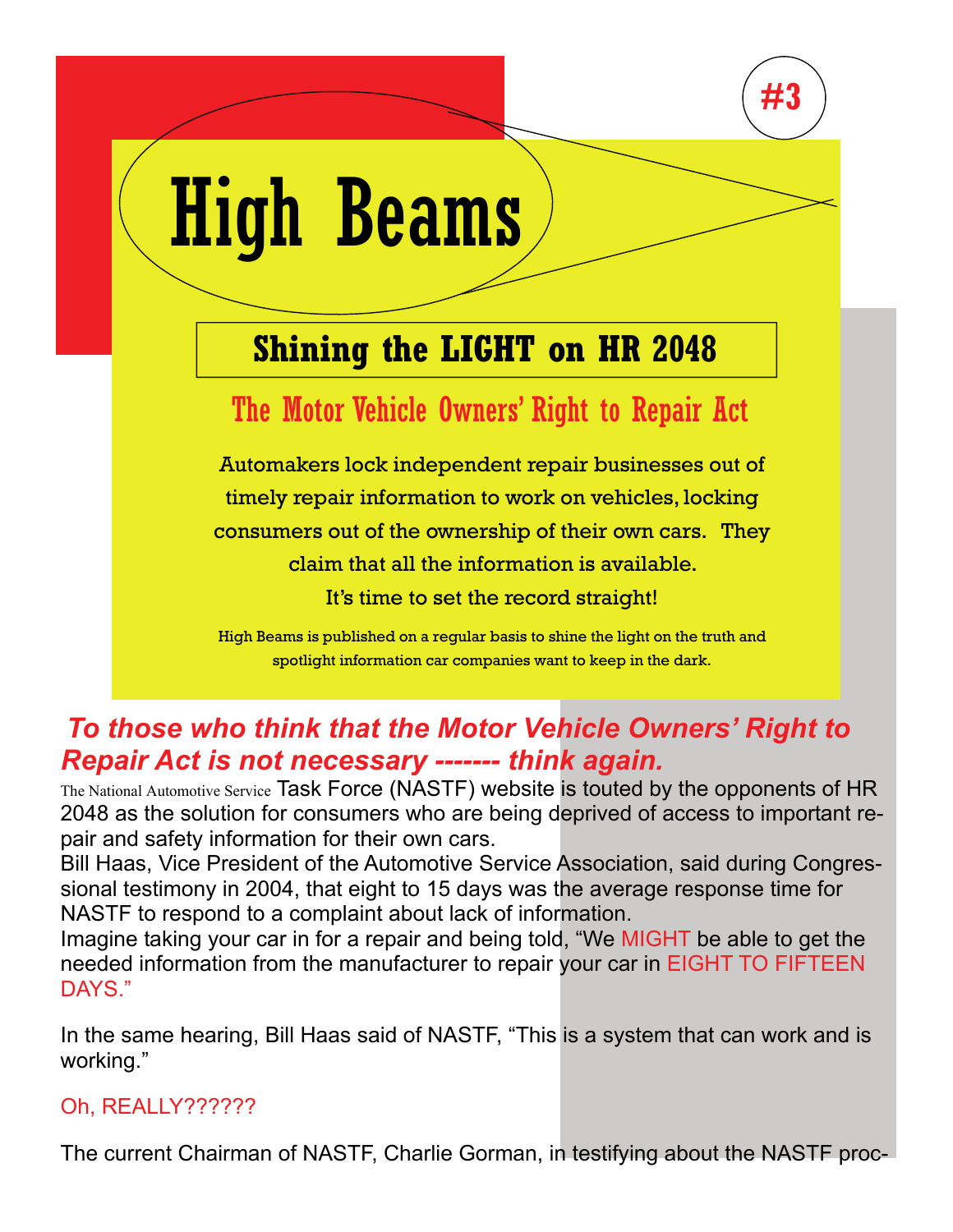#3

# High Beams

## Shining the LIGHT on HR 2048

### The Motor Vehicle Owners' Right to Repair Act

Automakers lock independent repair businesses out of timely repair information to work on vehicles, locking consumers out of the ownership of their own cars. They claim that all the information is available. It's time to set the record straight!

High Beams is published on a regular basis to shine the light on the truth and spotlight information car companies want to keep in the dark.

***To those who think that the Motor Vehicle Owners' Right to Repair Act is not necessary ------- think again.***

The National Automotive Service Task Force (NASTF) website is touted by the opponents of HR 2048 as the solution for consumers who are being deprived of access to important repair and safety information for their own cars.

Bill Haas, Vice President of the Automotive Service Association, said during Congressional testimony in 2004, that eight to 15 days was the average response time for NASTF to respond to a complaint about lack of information.

Imagine taking your car in for a repair and being told, "We MIGHT be able to get the needed information from the manufacturer to repair your car in EIGHT TO FIFTEEN DAYS."

In the same hearing, Bill Haas said of NASTF, "This is a system that can work and is working."

Oh, REALLY??????

The current Chairman of NASTF, Charlie Gorman, in testifying about the NASTF proc-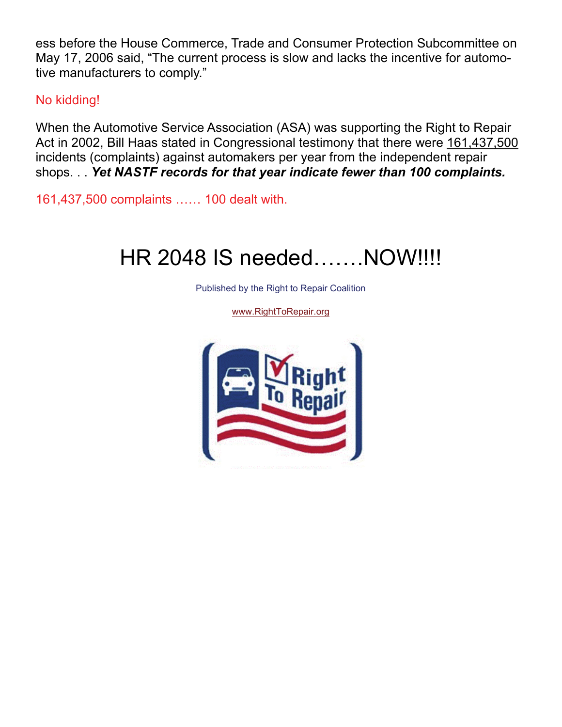ess before the House Commerce, Trade and Consumer Protection Subcommittee on May 17, 2006 said, “The current process is slow and lacks the incentive for automotive manufacturers to comply.”

No kidding!

When the Automotive Service Association (ASA) was supporting the Right to Repair Act in 2002, Bill Haas stated in Congressional testimony that there were 161,437,500 incidents (complaints) against automakers per year from the independent repair shops. . . ***Yet NASTF records for that year indicate fewer than 100 complaints.***

161,437,500 complaints …… 100 dealt with.

# HR 2048 IS needed…….NOW!!!!

Published by the Right to Repair Coalition

www.RightToRepair.org